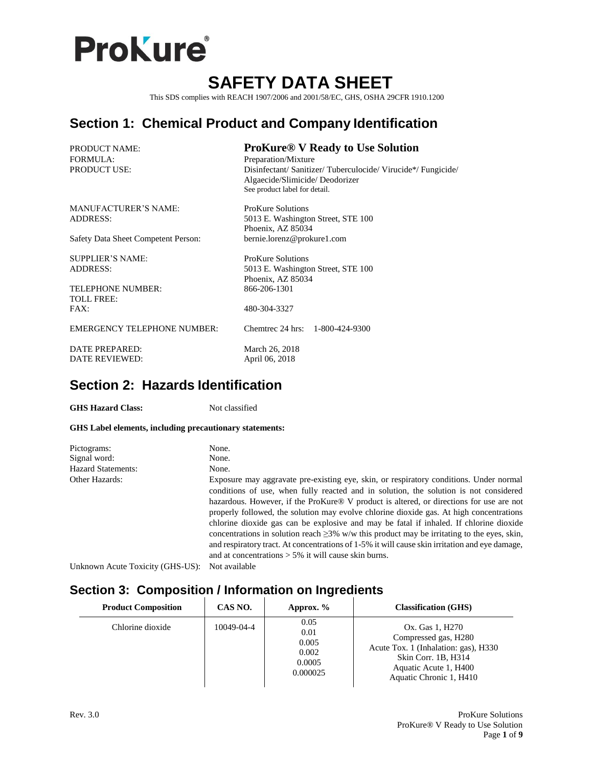ProKure®

# SAFETY DATA SHEET

This SDS complies with REACH 1907/2006 and 2001/58/EC, GHS, OSHA 29CFR 1910.1200

## Section 1: Chemical Product and Company Identification

PRODUCT NAME: **ProKure® V Ready to Use Solution**
FORMULA: Preparation/Mixture
PRODUCT USE: Disinfectant/ Sanitizer/ Tuberculocide/ Virucide*/ Fungicide/ Algaecide/Slimicide/ Deodorizer
See product label for detail.

MANUFACTURER'S NAME: ProKure Solutions
ADDRESS: 5013 E. Washington Street, STE 100
Phoenix, AZ 85034
Safety Data Sheet Competent Person: bernie.lorenz@prokure1.com

SUPPLIER'S NAME: ProKure Solutions
ADDRESS: 5013 E. Washington Street, STE 100
Phoenix, AZ 85034
TELEPHONE NUMBER: 866-206-1301
TOLL FREE:
FAX: 480-304-3327

EMERGENCY TELEPHONE NUMBER: Chemtrec 24 hrs: 1-800-424-9300

DATE PREPARED: March 26, 2018
DATE REVIEWED: April 06, 2018

## Section 2: Hazards Identification

**GHS Hazard Class:** Not classified

**GHS Label elements, including precautionary statements:**

Pictograms: None.
Signal word: None.
Hazard Statements: None.
Other Hazards: Exposure may aggravate pre-existing eye, skin, or respiratory conditions. Under normal conditions of use, when fully reacted and in solution, the solution is not considered hazardous. However, if the ProKure® V product is altered, or directions for use are not properly followed, the solution may evolve chlorine dioxide gas. At high concentrations chlorine dioxide gas can be explosive and may be fatal if inhaled. If chlorine dioxide concentrations in solution reach ≥3% w/w this product may be irritating to the eyes, skin, and respiratory tract. At concentrations of 1-5% it will cause skin irritation and eye damage, and at concentrations > 5% it will cause skin burns.
Unknown Acute Toxicity (GHS-US): Not available

## Section 3: Composition / Information on Ingredients

| Product Composition | CAS NO. | Approx. % | Classification (GHS) |
|---|---|---|---|
| Chlorine dioxide | 10049-04-4 | 0.05<br>0.01<br>0.005<br>0.002<br>0.0005<br>0.000025 | Ox. Gas 1, H270<br>Compressed gas, H280<br>Acute Tox. 1 (Inhalation: gas), H330<br>Skin Corr. 1B, H314<br>Aquatic Acute 1, H400<br>Aquatic Chronic 1, H410 |

Rev. 3.0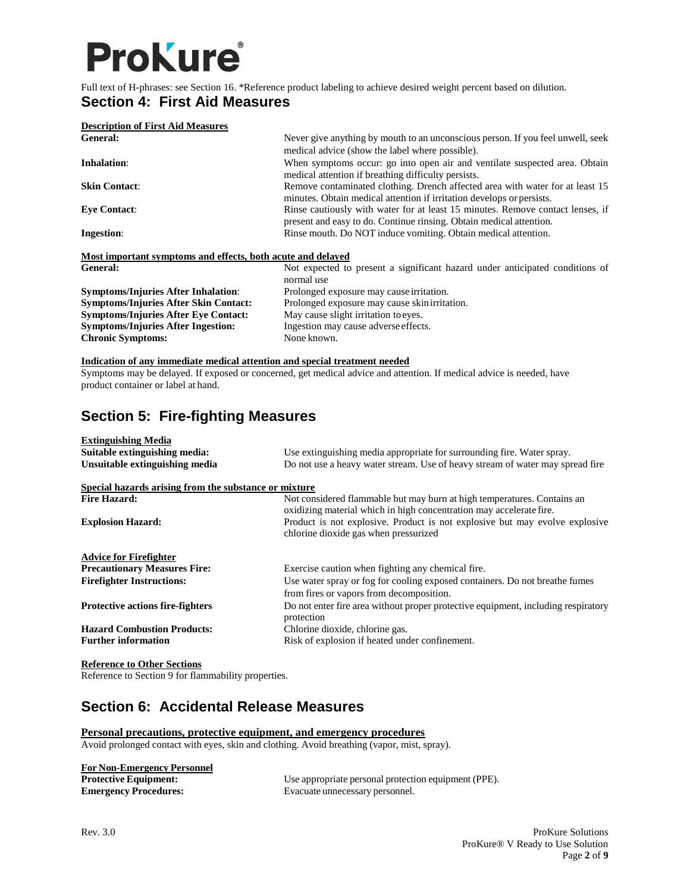Full text of H-phrases: see Section 16. *Reference product labeling to achieve desired weight percent based on dilution.

## Section 4: First Aid Measures

**Description of First Aid Measures**

| | |
|---|---|
| **General:** | Never give anything by mouth to an unconscious person. If you feel unwell, seek medical advice (show the label where possible). |
| **Inhalation**: | When symptoms occur: go into open air and ventilate suspected area. Obtain medical attention if breathing difficulty persists. |
| **Skin Contact**: | Remove contaminated clothing. Drench affected area with water for at least 15 minutes. Obtain medical attention if irritation develops or persists. |
| **Eye Contact**: | Rinse cautiously with water for at least 15 minutes. Remove contact lenses, if present and easy to do. Continue rinsing. Obtain medical attention. |
| **Ingestion**: | Rinse mouth. Do NOT induce vomiting. Obtain medical attention. |

**Most important symptoms and effects, both acute and delayed**

| | |
|---|---|
| **General:** | Not expected to present a significant hazard under anticipated conditions of normal use |
| **Symptoms/Injuries After Inhalation**: | Prolonged exposure may cause irritation. |
| **Symptoms/Injuries After Skin Contact:** | Prolonged exposure may cause skin irritation. |
| **Symptoms/Injuries After Eye Contact:** | May cause slight irritation to eyes. |
| **Symptoms/Injuries After Ingestion:** | Ingestion may cause adverse effects. |
| **Chronic Symptoms:** | None known. |

**Indication of any immediate medical attention and special treatment needed**

Symptoms may be delayed. If exposed or concerned, get medical advice and attention. If medical advice is needed, have product container or label at hand.

## Section 5: Fire-fighting Measures

**Extinguishing Media**

| | |
|---|---|
| **Suitable extinguishing media:** | Use extinguishing media appropriate for surrounding fire. Water spray. |
| **Unsuitable extinguishing media** | Do not use a heavy water stream. Use of heavy stream of water may spread fire |

**Special hazards arising from the substance or mixture**

| | |
|---|---|
| **Fire Hazard:** | Not considered flammable but may burn at high temperatures. Contains an oxidizing material which in high concentration may accelerate fire. |
| **Explosion Hazard:** | Product is not explosive. Product is not explosive but may evolve explosive chlorine dioxide gas when pressurized |

**Advice for Firefighter**

| | |
|---|---|
| **Precautionary Measures Fire:** | Exercise caution when fighting any chemical fire. |
| **Firefighter Instructions:** | Use water spray or fog for cooling exposed containers. Do not breathe fumes from fires or vapors from decomposition. |
| **Protective actions fire-fighters** | Do not enter fire area without proper protective equipment, including respiratory protection |
| **Hazard Combustion Products:** | Chlorine dioxide, chlorine gas. |
| **Further information** | Risk of explosion if heated under confinement. |

**Reference to Other Sections**

Reference to Section 9 for flammability properties.

## Section 6: Accidental Release Measures

**Personal precautions, protective equipment, and emergency procedures**

Avoid prolonged contact with eyes, skin and clothing. Avoid breathing (vapor, mist, spray).

**For Non-Emergency Personnel**

| | |
|---|---|
| **Protective Equipment:** | Use appropriate personal protection equipment (PPE). |
| **Emergency Procedures:** | Evacuate unnecessary personnel. |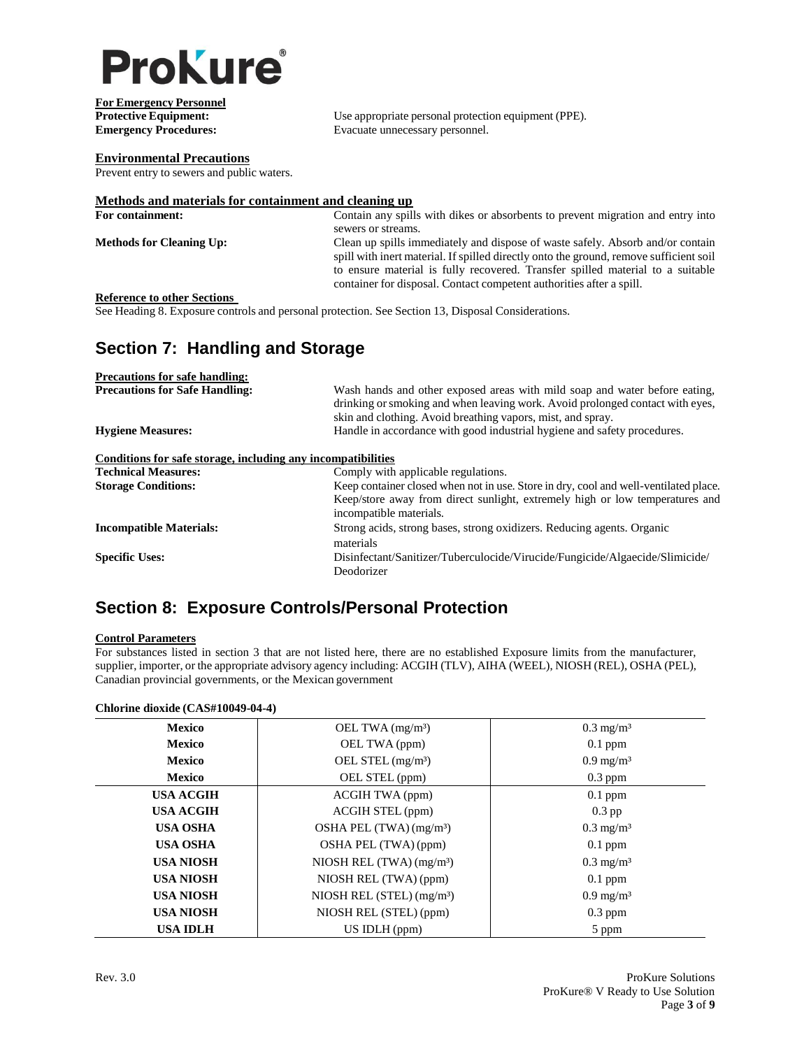**For Emergency Personnel**

**Protective Equipment:** Use appropriate personal protection equipment (PPE).

**Emergency Procedures:** Evacuate unnecessary personnel.

**Environmental Precautions**

Prevent entry to sewers and public waters.

**Methods and materials for containment and cleaning up**

**For containment:** Contain any spills with dikes or absorbents to prevent migration and entry into sewers or streams.

**Methods for Cleaning Up:** Clean up spills immediately and dispose of waste safely. Absorb and/or contain spill with inert material. If spilled directly onto the ground, remove sufficient soil to ensure material is fully recovered. Transfer spilled material to a suitable container for disposal. Contact competent authorities after a spill.

**Reference to other Sections**

See Heading 8. Exposure controls and personal protection. See Section 13, Disposal Considerations.

## Section 7: Handling and Storage

**Precautions for safe handling:**

**Precautions for Safe Handling:** Wash hands and other exposed areas with mild soap and water before eating, drinking or smoking and when leaving work. Avoid prolonged contact with eyes, skin and clothing. Avoid breathing vapors, mist, and spray.

**Hygiene Measures:** Handle in accordance with good industrial hygiene and safety procedures.

**Conditions for safe storage, including any incompatibilities**

**Technical Measures:** Comply with applicable regulations.

**Storage Conditions:** Keep container closed when not in use. Store in dry, cool and well-ventilated place. Keep/store away from direct sunlight, extremely high or low temperatures and incompatible materials.

**Incompatible Materials:** Strong acids, strong bases, strong oxidizers. Reducing agents. Organic materials

**Specific Uses:** Disinfectant/Sanitizer/Tuberculocide/Virucide/Fungicide/Algaecide/Slimicide/ Deodorizer

## Section 8: Exposure Controls/Personal Protection

**Control Parameters**

For substances listed in section 3 that are not listed here, there are no established Exposure limits from the manufacturer, supplier, importer, or the appropriate advisory agency including: ACGIH (TLV), AIHA (WEEL), NIOSH (REL), OSHA (PEL), Canadian provincial governments, or the Mexican government

**Chlorine dioxide (CAS#10049-04-4)**

| | | |
|---|---|---|
| **Mexico** | OEL TWA (mg/m³) | 0.3 mg/m³ |
| **Mexico** | OEL TWA (ppm) | 0.1 ppm |
| **Mexico** | OEL STEL (mg/m³) | 0.9 mg/m³ |
| **Mexico** | OEL STEL (ppm) | 0.3 ppm |
| **USA ACGIH** | ACGIH TWA (ppm) | 0.1 ppm |
| **USA ACGIH** | ACGIH STEL (ppm) | 0.3 pp |
| **USA OSHA** | OSHA PEL (TWA) (mg/m³) | 0.3 mg/m³ |
| **USA OSHA** | OSHA PEL (TWA) (ppm) | 0.1 ppm |
| **USA NIOSH** | NIOSH REL (TWA) (mg/m³) | 0.3 mg/m³ |
| **USA NIOSH** | NIOSH REL (TWA) (ppm) | 0.1 ppm |
| **USA NIOSH** | NIOSH REL (STEL) (mg/m³) | 0.9 mg/m³ |
| **USA NIOSH** | NIOSH REL (STEL) (ppm) | 0.3 ppm |
| **USA IDLH** | US IDLH (ppm) | 5 ppm |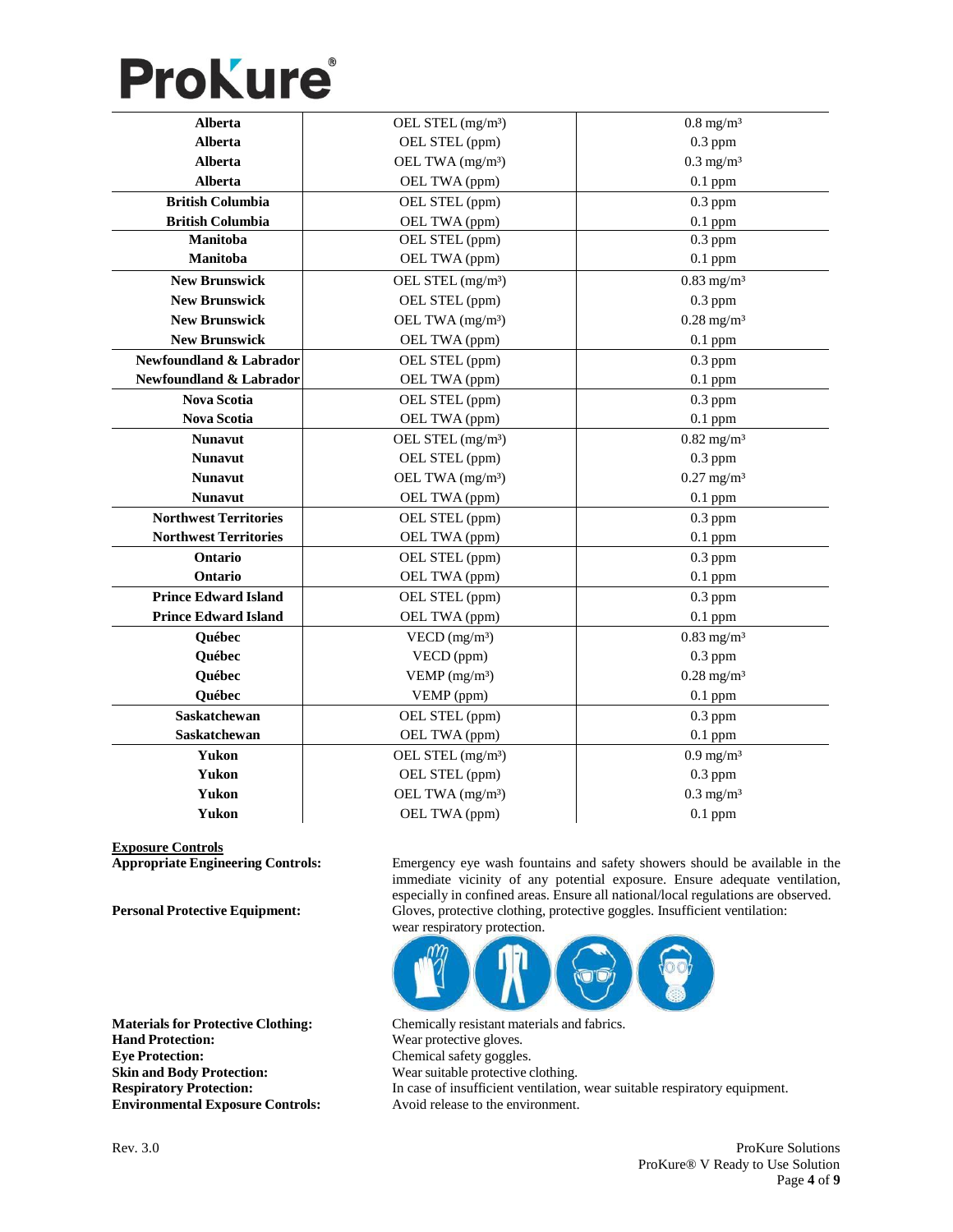| | | |
|---|---|---|
| **Alberta** | OEL STEL (mg/m³) | 0.8 mg/m³ |
| **Alberta** | OEL STEL (ppm) | 0.3 ppm |
| **Alberta** | OEL TWA (mg/m³) | 0.3 mg/m³ |
| **Alberta** | OEL TWA (ppm) | 0.1 ppm |
| **British Columbia** | OEL STEL (ppm) | 0.3 ppm |
| **British Columbia** | OEL TWA (ppm) | 0.1 ppm |
| **Manitoba** | OEL STEL (ppm) | 0.3 ppm |
| **Manitoba** | OEL TWA (ppm) | 0.1 ppm |
| **New Brunswick** | OEL STEL (mg/m³) | 0.83 mg/m³ |
| **New Brunswick** | OEL STEL (ppm) | 0.3 ppm |
| **New Brunswick** | OEL TWA (mg/m³) | 0.28 mg/m³ |
| **New Brunswick** | OEL TWA (ppm) | 0.1 ppm |
| **Newfoundland & Labrador** | OEL STEL (ppm) | 0.3 ppm |
| **Newfoundland & Labrador** | OEL TWA (ppm) | 0.1 ppm |
| **Nova Scotia** | OEL STEL (ppm) | 0.3 ppm |
| **Nova Scotia** | OEL TWA (ppm) | 0.1 ppm |
| **Nunavut** | OEL STEL (mg/m³) | 0.82 mg/m³ |
| **Nunavut** | OEL STEL (ppm) | 0.3 ppm |
| **Nunavut** | OEL TWA (mg/m³) | 0.27 mg/m³ |
| **Nunavut** | OEL TWA (ppm) | 0.1 ppm |
| **Northwest Territories** | OEL STEL (ppm) | 0.3 ppm |
| **Northwest Territories** | OEL TWA (ppm) | 0.1 ppm |
| **Ontario** | OEL STEL (ppm) | 0.3 ppm |
| **Ontario** | OEL TWA (ppm) | 0.1 ppm |
| **Prince Edward Island** | OEL STEL (ppm) | 0.3 ppm |
| **Prince Edward Island** | OEL TWA (ppm) | 0.1 ppm |
| **Québec** | VECD (mg/m³) | 0.83 mg/m³ |
| **Québec** | VECD (ppm) | 0.3 ppm |
| **Québec** | VEMP (mg/m³) | 0.28 mg/m³ |
| **Québec** | VEMP (ppm) | 0.1 ppm |
| **Saskatchewan** | OEL STEL (ppm) | 0.3 ppm |
| **Saskatchewan** | OEL TWA (ppm) | 0.1 ppm |
| **Yukon** | OEL STEL (mg/m³) | 0.9 mg/m³ |
| **Yukon** | OEL STEL (ppm) | 0.3 ppm |
| **Yukon** | OEL TWA (mg/m³) | 0.3 mg/m³ |
| **Yukon** | OEL TWA (ppm) | 0.1 ppm |

**Exposure Controls**

**Appropriate Engineering Controls:** Emergency eye wash fountains and safety showers should be available in the immediate vicinity of any potential exposure. Ensure adequate ventilation, especially in confined areas. Ensure all national/local regulations are observed.

**Personal Protective Equipment:** Gloves, protective clothing, protective goggles. Insufficient ventilation: wear respiratory protection.

**Materials for Protective Clothing:** Chemically resistant materials and fabrics.
**Hand Protection:** Wear protective gloves.
**Eye Protection:** Chemical safety goggles.
**Skin and Body Protection:** Wear suitable protective clothing.
**Respiratory Protection:** In case of insufficient ventilation, wear suitable respiratory equipment.
**Environmental Exposure Controls:** Avoid release to the environment.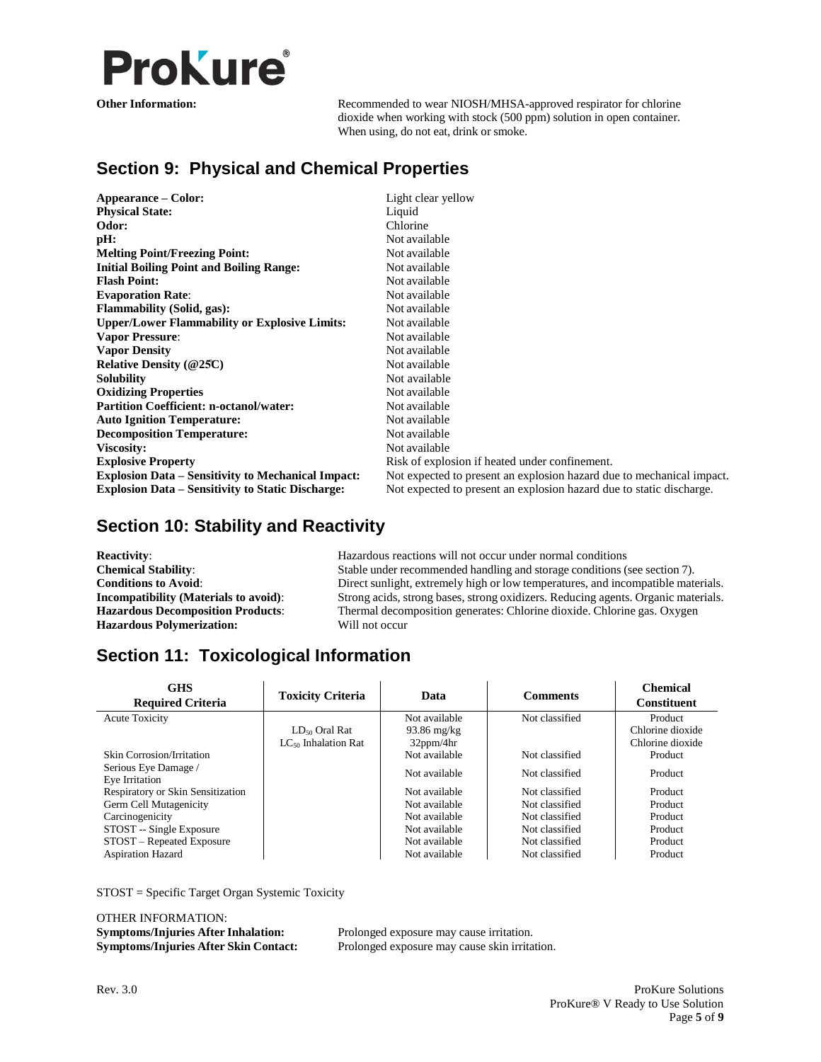**Other Information:** Recommended to wear NIOSH/MHSA-approved respirator for chlorine dioxide when working with stock (500 ppm) solution in open container. When using, do not eat, drink or smoke.

## Section 9: Physical and Chemical Properties

| | |
|---|---|
| **Appearance – Color:** | Light clear yellow |
| **Physical State:** | Liquid |
| **Odor:** | Chlorine |
| **pH:** | Not available |
| **Melting Point/Freezing Point:** | Not available |
| **Initial Boiling Point and Boiling Range:** | Not available |
| **Flash Point:** | Not available |
| **Evaporation Rate**: | Not available |
| **Flammability (Solid, gas):** | Not available |
| **Upper/Lower Flammability or Explosive Limits:** | Not available |
| **Vapor Pressure**: | Not available |
| **Vapor Density** | Not available |
| **Relative Density (@25̊C)** | Not available |
| **Solubility** | Not available |
| **Oxidizing Properties** | Not available |
| **Partition Coefficient: n-octanol/water:** | Not available |
| **Auto Ignition Temperature:** | Not available |
| **Decomposition Temperature:** | Not available |
| **Viscosity:** | Not available |
| **Explosive Property** | Risk of explosion if heated under confinement. |
| **Explosion Data – Sensitivity to Mechanical Impact:** | Not expected to present an explosion hazard due to mechanical impact. |
| **Explosion Data – Sensitivity to Static Discharge:** | Not expected to present an explosion hazard due to static discharge. |

## Section 10: Stability and Reactivity

| | |
|---|---|
| **Reactivity**: | Hazardous reactions will not occur under normal conditions |
| **Chemical Stability**: | Stable under recommended handling and storage conditions (see section 7). |
| **Conditions to Avoid**: | Direct sunlight, extremely high or low temperatures, and incompatible materials. |
| **Incompatibility (Materials to avoid)**: | Strong acids, strong bases, strong oxidizers. Reducing agents. Organic materials. |
| **Hazardous Decomposition Products**: | Thermal decomposition generates: Chlorine dioxide. Chlorine gas. Oxygen |
| **Hazardous Polymerization:** | Will not occur |

## Section 11: Toxicological Information

| GHS Required Criteria | Toxicity Criteria | Data | Comments | Chemical Constituent |
|---|---|---|---|---|
| Acute Toxicity | | Not available | Not classified | Product |
| | $LD_{50}$ Oral Rat | 93.86 mg/kg | | Chlorine dioxide |
| | $LC_{50}$ Inhalation Rat | 32ppm/4hr | | Chlorine dioxide |
| Skin Corrosion/Irritation | | Not available | Not classified | Product |
| Serious Eye Damage / Eye Irritation | | Not available | Not classified | Product |
| Respiratory or Skin Sensitization | | Not available | Not classified | Product |
| Germ Cell Mutagenicity | | Not available | Not classified | Product |
| Carcinogenicity | | Not available | Not classified | Product |
| STOST -- Single Exposure | | Not available | Not classified | Product |
| STOST – Repeated Exposure | | Not available | Not classified | Product |
| Aspiration Hazard | | Not available | Not classified | Product |

STOST = Specific Target Organ Systemic Toxicity

OTHER INFORMATION:

**Symptoms/Injuries After Inhalation:** Prolonged exposure may cause irritation.

**Symptoms/Injuries After Skin Contact:** Prolonged exposure may cause skin irritation.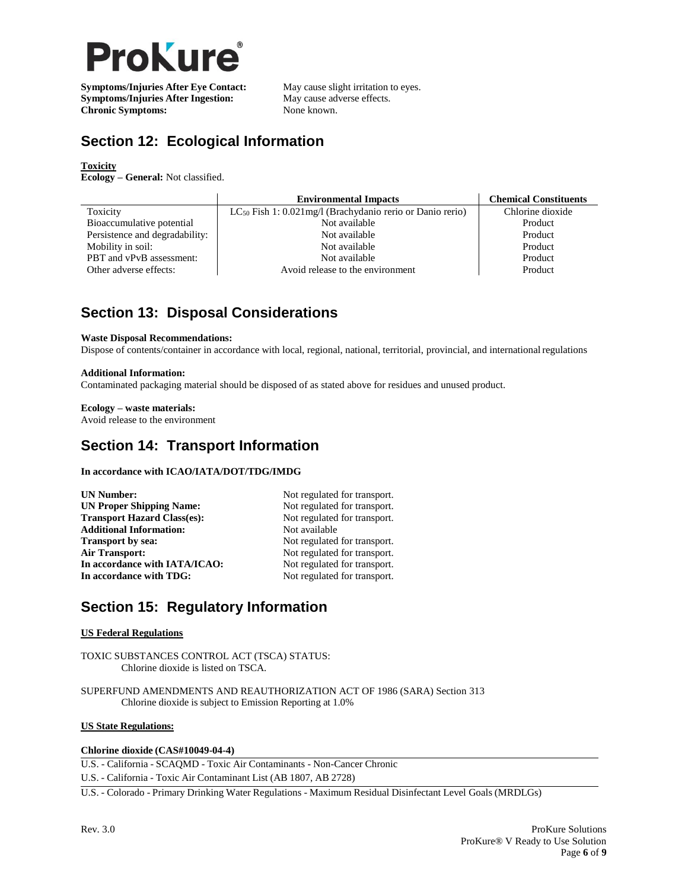**Symptoms/Injuries After Eye Contact:** May cause slight irritation to eyes.
**Symptoms/Injuries After Ingestion:** May cause adverse effects.
**Chronic Symptoms:** None known.

## Section 12: Ecological Information

**Toxicity**

**Ecology – General:** Not classified.

| | Environmental Impacts | Chemical Constituents |
|---|---|---|
| Toxicity | $LC_{50}$ Fish 1: 0.021mg/l (Brachydanio rerio or Danio rerio) | Chlorine dioxide |
| Bioaccumulative potential | Not available | Product |
| Persistence and degradability: | Not available | Product |
| Mobility in soil: | Not available | Product |
| PBT and vPvB assessment: | Not available | Product |
| Other adverse effects: | Avoid release to the environment | Product |

## Section 13: Disposal Considerations

**Waste Disposal Recommendations:**
Dispose of contents/container in accordance with local, regional, national, territorial, provincial, and international regulations

**Additional Information:**
Contaminated packaging material should be disposed of as stated above for residues and unused product.

**Ecology – waste materials:**
Avoid release to the environment

## Section 14: Transport Information

**In accordance with ICAO/IATA/DOT/TDG/IMDG**

**UN Number:** Not regulated for transport.
**UN Proper Shipping Name:** Not regulated for transport.
**Transport Hazard Class(es):** Not regulated for transport.
**Additional Information:** Not available
**Transport by sea:** Not regulated for transport.
**Air Transport:** Not regulated for transport.
**In accordance with IATA/ICAO:** Not regulated for transport.
**In accordance with TDG:** Not regulated for transport.

## Section 15: Regulatory Information

**US Federal Regulations**

TOXIC SUBSTANCES CONTROL ACT (TSCA) STATUS:
Chlorine dioxide is listed on TSCA.

SUPERFUND AMENDMENTS AND REAUTHORIZATION ACT OF 1986 (SARA) Section 313
Chlorine dioxide is subject to Emission Reporting at 1.0%

**US State Regulations:**

**Chlorine dioxide (CAS#10049-04-4)**

U.S. - California - SCAQMD - Toxic Air Contaminants - Non-Cancer Chronic
U.S. - California - Toxic Air Contaminant List (AB 1807, AB 2728)
U.S. - Colorado - Primary Drinking Water Regulations - Maximum Residual Disinfectant Level Goals (MRDLGs)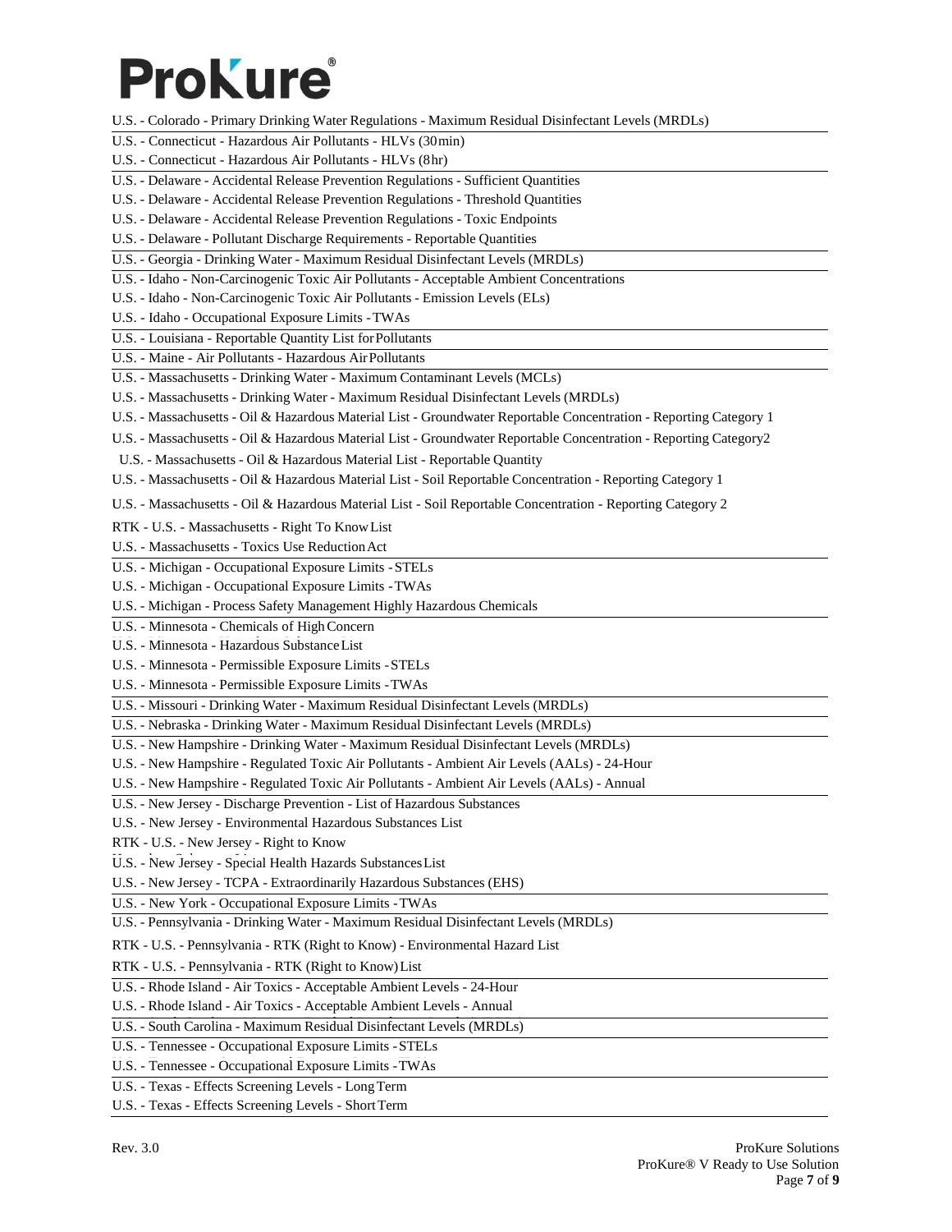U.S. - Colorado - Primary Drinking Water Regulations - Maximum Residual Disinfectant Levels (MRDLs)

U.S. - Connecticut - Hazardous Air Pollutants - HLVs (30 min)

U.S. - Connecticut - Hazardous Air Pollutants - HLVs (8 hr)

U.S. - Delaware - Accidental Release Prevention Regulations - Sufficient Quantities

U.S. - Delaware - Accidental Release Prevention Regulations - Threshold Quantities

U.S. - Delaware - Accidental Release Prevention Regulations - Toxic Endpoints

U.S. - Delaware - Pollutant Discharge Requirements - Reportable Quantities

U.S. - Georgia - Drinking Water - Maximum Residual Disinfectant Levels (MRDLs)

U.S. - Idaho - Non-Carcinogenic Toxic Air Pollutants - Acceptable Ambient Concentrations

U.S. - Idaho - Non-Carcinogenic Toxic Air Pollutants - Emission Levels (ELs)

U.S. - Idaho - Occupational Exposure Limits - TWAs

U.S. - Louisiana - Reportable Quantity List for Pollutants

U.S. - Maine - Air Pollutants - Hazardous Air Pollutants

U.S. - Massachusetts - Drinking Water - Maximum Contaminant Levels (MCLs)

U.S. - Massachusetts - Drinking Water - Maximum Residual Disinfectant Levels (MRDLs)

U.S. - Massachusetts - Oil & Hazardous Material List - Groundwater Reportable Concentration - Reporting Category 1

U.S. - Massachusetts - Oil & Hazardous Material List - Groundwater Reportable Concentration - Reporting Category 2

U.S. - Massachusetts - Oil & Hazardous Material List - Reportable Quantity

U.S. - Massachusetts - Oil & Hazardous Material List - Soil Reportable Concentration - Reporting Category 1

U.S. - Massachusetts - Oil & Hazardous Material List - Soil Reportable Concentration - Reporting Category 2

RTK - U.S. - Massachusetts - Right To Know List

U.S. - Massachusetts - Toxics Use Reduction Act

U.S. - Michigan - Occupational Exposure Limits - STELs

U.S. - Michigan - Occupational Exposure Limits - TWAs

U.S. - Michigan - Process Safety Management Highly Hazardous Chemicals

U.S. - Minnesota - Chemicals of High Concern

U.S. - Minnesota - Hazardous Substance List

U.S. - Minnesota - Permissible Exposure Limits - STELs

U.S. - Minnesota - Permissible Exposure Limits - TWAs

U.S. - Missouri - Drinking Water - Maximum Residual Disinfectant Levels (MRDLs)

U.S. - Nebraska - Drinking Water - Maximum Residual Disinfectant Levels (MRDLs)

U.S. - New Hampshire - Drinking Water - Maximum Residual Disinfectant Levels (MRDLs)

U.S. - New Hampshire - Regulated Toxic Air Pollutants - Ambient Air Levels (AALs) - 24-Hour

U.S. - New Hampshire - Regulated Toxic Air Pollutants - Ambient Air Levels (AALs) - Annual

U.S. - New Jersey - Discharge Prevention - List of Hazardous Substances

U.S. - New Jersey - Environmental Hazardous Substances List

RTK - U.S. - New Jersey - Right to Know

U.S. - New Jersey - Special Health Hazards Substances List

U.S. - New Jersey - TCPA - Extraordinarily Hazardous Substances (EHS)

U.S. - New York - Occupational Exposure Limits - TWAs

U.S. - Pennsylvania - Drinking Water - Maximum Residual Disinfectant Levels (MRDLs)

RTK - U.S. - Pennsylvania - RTK (Right to Know) - Environmental Hazard List

RTK - U.S. - Pennsylvania - RTK (Right to Know) List

U.S. - Rhode Island - Air Toxics - Acceptable Ambient Levels - 24-Hour

U.S. - Rhode Island - Air Toxics - Acceptable Ambient Levels - Annual

U.S. - South Carolina - Maximum Residual Disinfectant Levels (MRDLs)

U.S. - Tennessee - Occupational Exposure Limits - STELs

U.S. - Tennessee - Occupational Exposure Limits - TWAs

U.S. - Texas - Effects Screening Levels - Long Term

U.S. - Texas - Effects Screening Levels - Short Term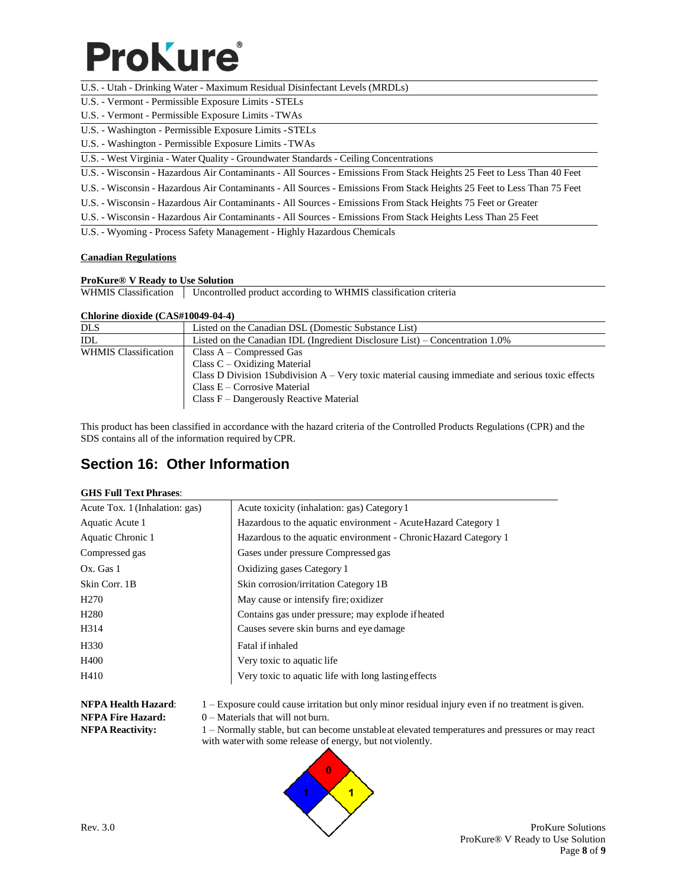U.S. - Utah - Drinking Water - Maximum Residual Disinfectant Levels (MRDLs)

U.S. - Vermont - Permissible Exposure Limits - STELs

U.S. - Vermont - Permissible Exposure Limits - TWAs

U.S. - Washington - Permissible Exposure Limits - STELs

U.S. - Washington - Permissible Exposure Limits - TWAs

U.S. - West Virginia - Water Quality - Groundwater Standards - Ceiling Concentrations

U.S. - Wisconsin - Hazardous Air Contaminants - All Sources - Emissions From Stack Heights 25 Feet to Less Than 40 Feet

U.S. - Wisconsin - Hazardous Air Contaminants - All Sources - Emissions From Stack Heights 25 Feet to Less Than 75 Feet

U.S. - Wisconsin - Hazardous Air Contaminants - All Sources - Emissions From Stack Heights 75 Feet or Greater

U.S. - Wisconsin - Hazardous Air Contaminants - All Sources - Emissions From Stack Heights Less Than 25 Feet

U.S. - Wyoming - Process Safety Management - Highly Hazardous Chemicals

**Canadian Regulations**

**ProKure® V Ready to Use Solution**

| | |
|---|---|
| WHMIS Classification | Uncontrolled product according to WHMIS classification criteria |

**Chlorine dioxide (CAS#10049-04-4)**

| | |
|---|---|
| DLS | Listed on the Canadian DSL (Domestic Substance List) |
| IDL | Listed on the Canadian IDL (Ingredient Disclosure List) – Concentration 1.0% |
| WHMIS Classification | Class A – Compressed Gas<br>Class C – Oxidizing Material<br>Class D Division 1Subdivision A – Very toxic material causing immediate and serious toxic effects<br>Class E – Corrosive Material<br>Class F – Dangerously Reactive Material |

This product has been classified in accordance with the hazard criteria of the Controlled Products Regulations (CPR) and the SDS contains all of the information required by CPR.

## Section 16: Other Information

**GHS Full Text Phrases**:

| | |
|---|---|
| Acute Tox. 1 (Inhalation: gas) | Acute toxicity (inhalation: gas) Category 1 |
| Aquatic Acute 1 | Hazardous to the aquatic environment - Acute Hazard Category 1 |
| Aquatic Chronic 1 | Hazardous to the aquatic environment - Chronic Hazard Category 1 |
| Compressed gas | Gases under pressure Compressed gas |
| Ox. Gas 1 | Oxidizing gases Category 1 |
| Skin Corr. 1B | Skin corrosion/irritation Category 1B |
| H270 | May cause or intensify fire; oxidizer |
| H280 | Contains gas under pressure; may explode if heated |
| H314 | Causes severe skin burns and eye damage |
| H330 | Fatal if inhaled |
| H400 | Very toxic to aquatic life |
| H410 | Very toxic to aquatic life with long lasting effects |

**NFPA Health Hazard**: 1 – Exposure could cause irritation but only minor residual injury even if no treatment is given.

**NFPA Fire Hazard:** 0 – Materials that will not burn.

**NFPA Reactivity:** 1 – Normally stable, but can become unstable at elevated temperatures and pressures or may react with water with some release of energy, but not violently.

Rev. 3.0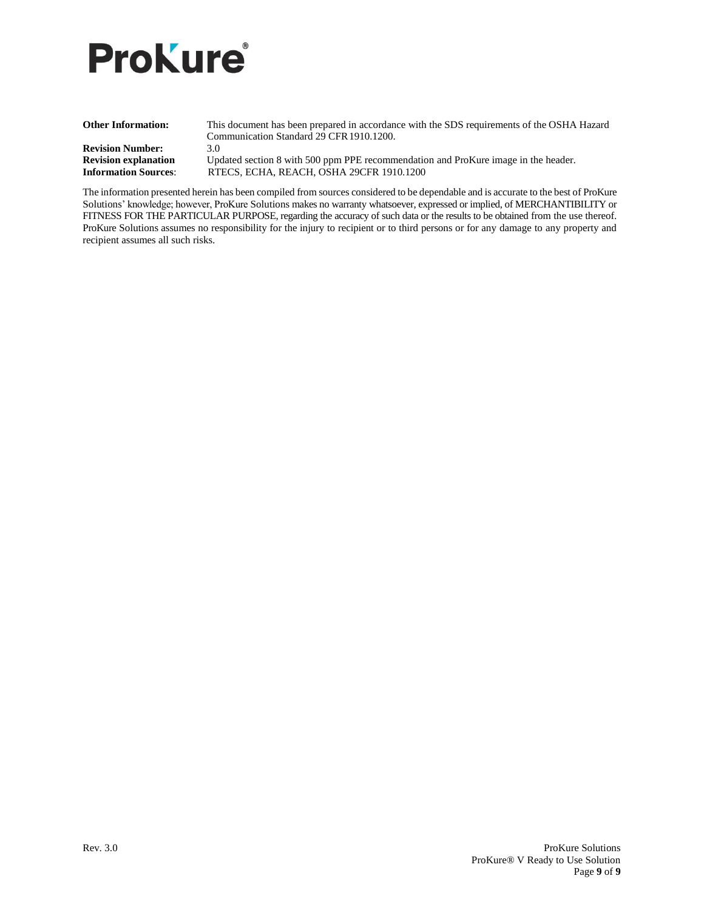| | |
|---|---|
| **Other Information:** | This document has been prepared in accordance with the SDS requirements of the OSHA Hazard Communication Standard 29 CFR 1910.1200. |
| **Revision Number:** | 3.0 |
| **Revision explanation** | Updated section 8 with 500 ppm PPE recommendation and ProKure image in the header. |
| **Information Sources**: | RTECS, ECHA, REACH, OSHA 29CFR 1910.1200 |

The information presented herein has been compiled from sources considered to be dependable and is accurate to the best of ProKure Solutions' knowledge; however, ProKure Solutions makes no warranty whatsoever, expressed or implied, of MERCHANTIBILITY or FITNESS FOR THE PARTICULAR PURPOSE, regarding the accuracy of such data or the results to be obtained from the use thereof. ProKure Solutions assumes no responsibility for the injury to recipient or to third persons or for any damage to any property and recipient assumes all such risks.